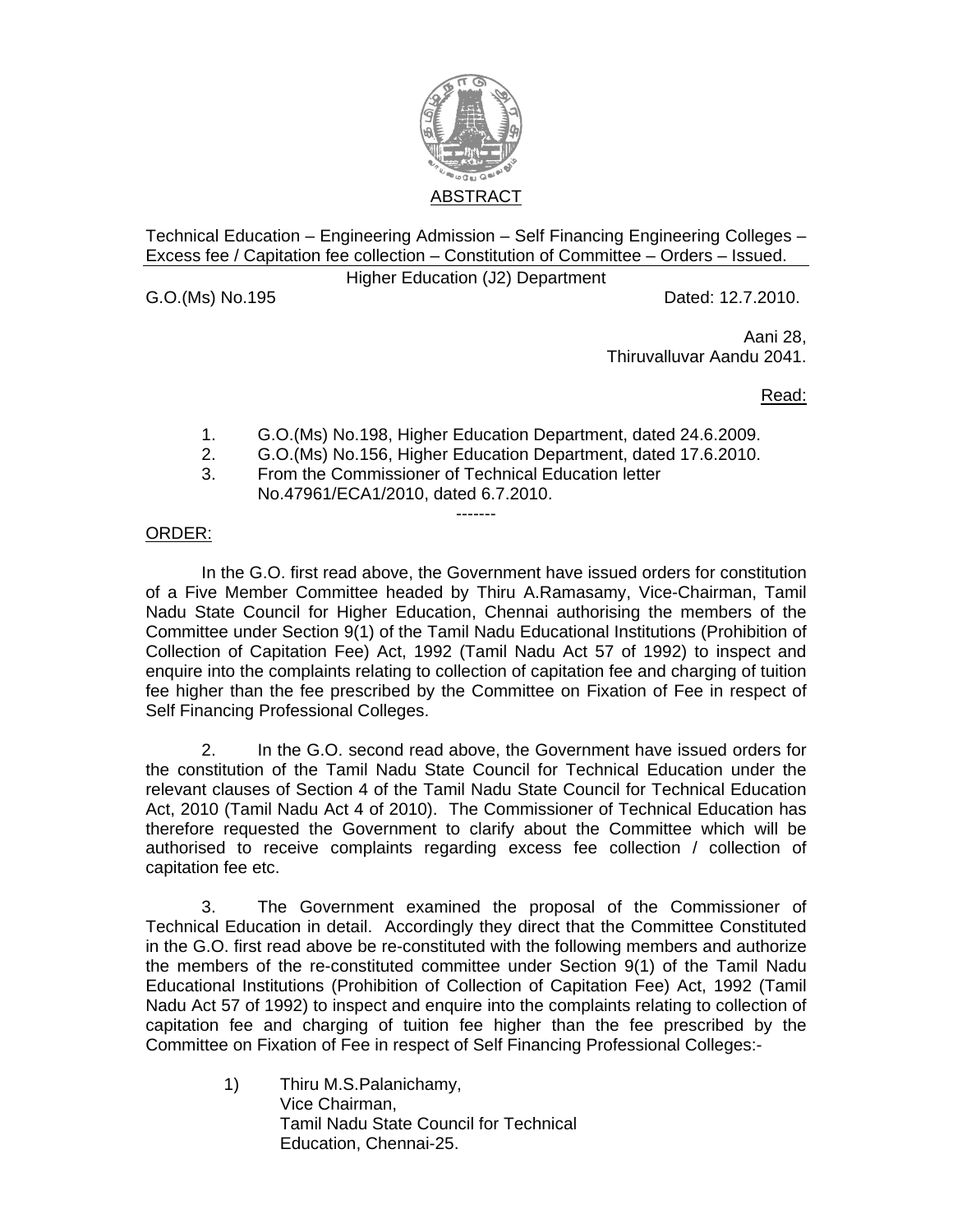ABSTRACT

Technical Education – Engineering Admission – Self Financing Engineering Colleges – Excess fee / Capitation fee collection – Constitution of Committee – Orders – Issued.

Higher Education (J2) Department

G.O.(Ms) No.195 Dated: 12.7.2010.

Aani 28,
Thiruvalluvar Aandu 2041.

Read:

1. G.O.(Ms) No.198, Higher Education Department, dated 24.6.2009.
2. G.O.(Ms) No.156, Higher Education Department, dated 17.6.2010.
3. From the Commissioner of Technical Education letter No.47961/ECA1/2010, dated 6.7.2010.

-------

ORDER:

In the G.O. first read above, the Government have issued orders for constitution of a Five Member Committee headed by Thiru A.Ramasamy, Vice-Chairman, Tamil Nadu State Council for Higher Education, Chennai authorising the members of the Committee under Section 9(1) of the Tamil Nadu Educational Institutions (Prohibition of Collection of Capitation Fee) Act, 1992 (Tamil Nadu Act 57 of 1992) to inspect and enquire into the complaints relating to collection of capitation fee and charging of tuition fee higher than the fee prescribed by the Committee on Fixation of Fee in respect of Self Financing Professional Colleges.

2. In the G.O. second read above, the Government have issued orders for the constitution of the Tamil Nadu State Council for Technical Education under the relevant clauses of Section 4 of the Tamil Nadu State Council for Technical Education Act, 2010 (Tamil Nadu Act 4 of 2010). The Commissioner of Technical Education has therefore requested the Government to clarify about the Committee which will be authorised to receive complaints regarding excess fee collection / collection of capitation fee etc.

3. The Government examined the proposal of the Commissioner of Technical Education in detail. Accordingly they direct that the Committee Constituted in the G.O. first read above be re-constituted with the following members and authorize the members of the re-constituted committee under Section 9(1) of the Tamil Nadu Educational Institutions (Prohibition of Collection of Capitation Fee) Act, 1992 (Tamil Nadu Act 57 of 1992) to inspect and enquire into the complaints relating to collection of capitation fee and charging of tuition fee higher than the fee prescribed by the Committee on Fixation of Fee in respect of Self Financing Professional Colleges:-

1) Thiru M.S.Palanichamy,
   Vice Chairman,
   Tamil Nadu State Council for Technical Education, Chennai-25.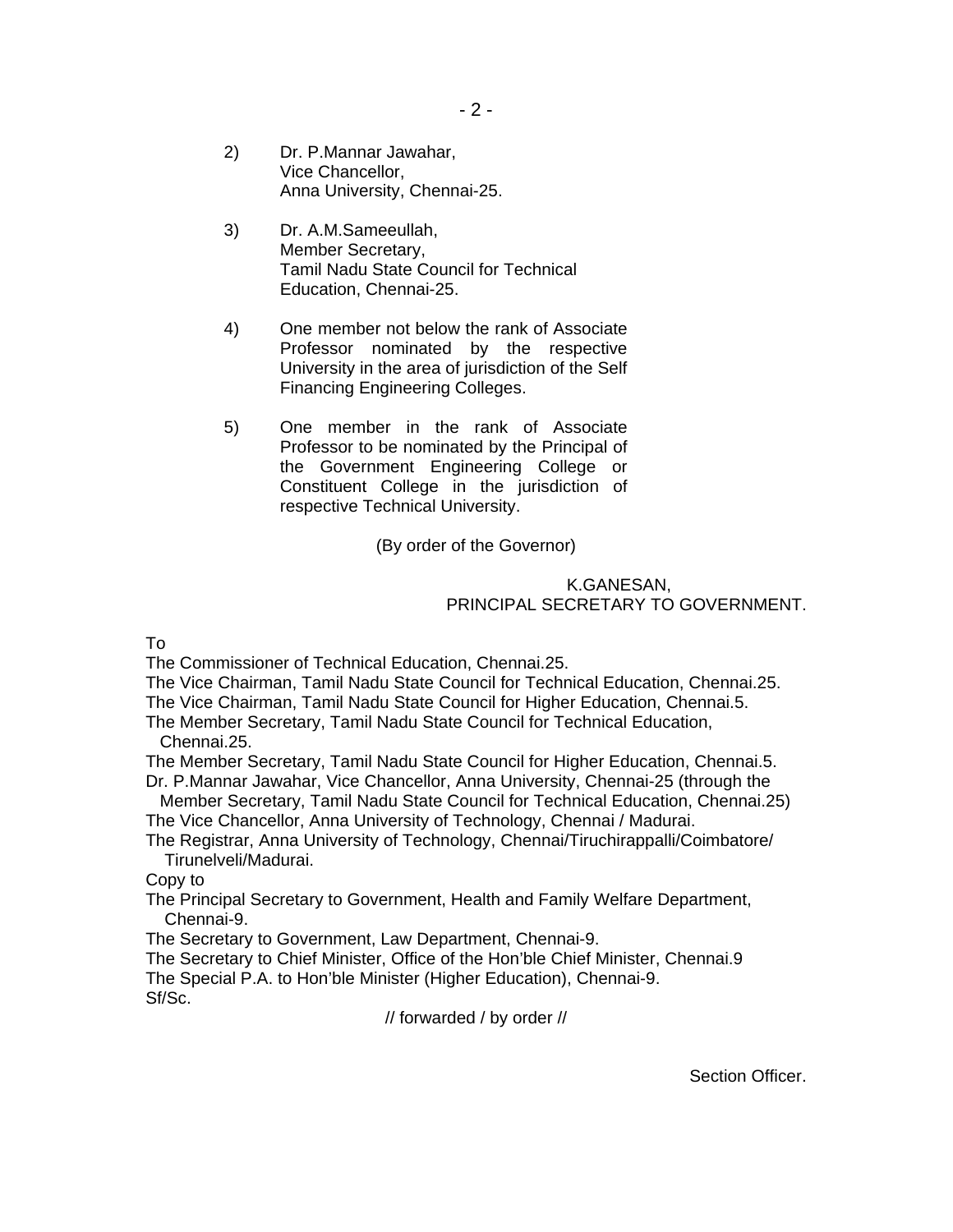2) Dr. P.Mannar Jawahar,
   Vice Chancellor,
   Anna University, Chennai-25.

3) Dr. A.M.Sameeullah,
   Member Secretary,
   Tamil Nadu State Council for Technical Education, Chennai-25.

4) One member not below the rank of Associate Professor nominated by the respective University in the area of jurisdiction of the Self Financing Engineering Colleges.

5) One member in the rank of Associate Professor to be nominated by the Principal of the Government Engineering College or Constituent College in the jurisdiction of respective Technical University.

(By order of the Governor)

K.GANESAN,
PRINCIPAL SECRETARY TO GOVERNMENT.

To
The Commissioner of Technical Education, Chennai.25.
The Vice Chairman, Tamil Nadu State Council for Technical Education, Chennai.25.
The Vice Chairman, Tamil Nadu State Council for Higher Education, Chennai.5.
The Member Secretary, Tamil Nadu State Council for Technical Education, Chennai.25.
The Member Secretary, Tamil Nadu State Council for Higher Education, Chennai.5.
Dr. P.Mannar Jawahar, Vice Chancellor, Anna University, Chennai-25 (through the Member Secretary, Tamil Nadu State Council for Technical Education, Chennai.25)
The Vice Chancellor, Anna University of Technology, Chennai / Madurai.
The Registrar, Anna University of Technology, Chennai/Tiruchirappalli/Coimbatore/Tirunelveli/Madurai.
Copy to
The Principal Secretary to Government, Health and Family Welfare Department, Chennai-9.
The Secretary to Government, Law Department, Chennai-9.
The Secretary to Chief Minister, Office of the Hon'ble Chief Minister, Chennai.9
The Special P.A. to Hon'ble Minister (Higher Education), Chennai-9.
Sf/Sc.

// forwarded / by order //

Section Officer.